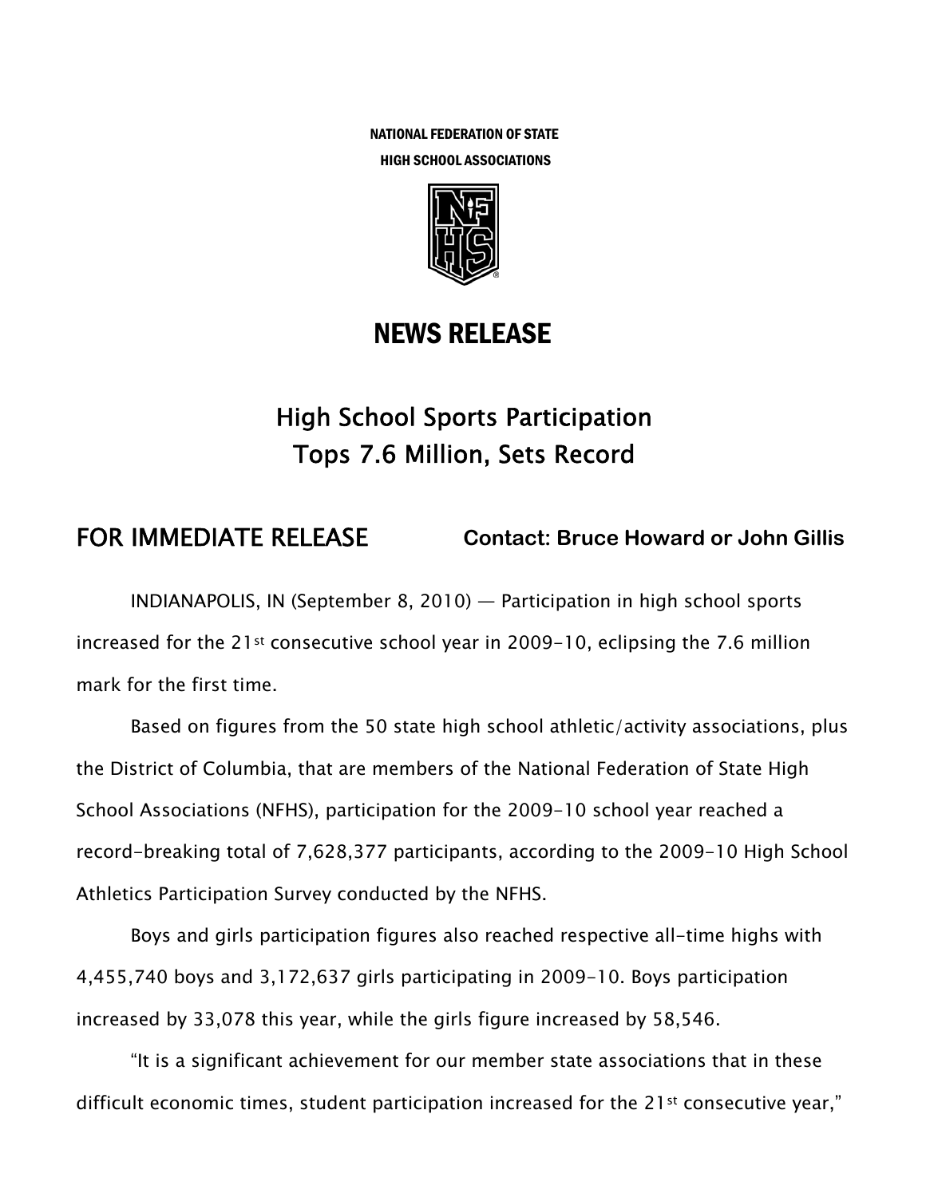NATIONAL FEDERATION OF STATE
HIGH SCHOOL ASSOCIATIONS

# NEWS RELEASE

## High School Sports Participation Tops 7.6 Million, Sets Record

**FOR IMMEDIATE RELEASE** **Contact: Bruce Howard or John Gillis**

INDIANAPOLIS, IN (September 8, 2010) — Participation in high school sports increased for the 21st consecutive school year in 2009-10, eclipsing the 7.6 million mark for the first time.

Based on figures from the 50 state high school athletic/activity associations, plus the District of Columbia, that are members of the National Federation of State High School Associations (NFHS), participation for the 2009-10 school year reached a record-breaking total of 7,628,377 participants, according to the 2009-10 High School Athletics Participation Survey conducted by the NFHS.

Boys and girls participation figures also reached respective all-time highs with 4,455,740 boys and 3,172,637 girls participating in 2009-10. Boys participation increased by 33,078 this year, while the girls figure increased by 58,546.

"It is a significant achievement for our member state associations that in these difficult economic times, student participation increased for the 21st consecutive year,"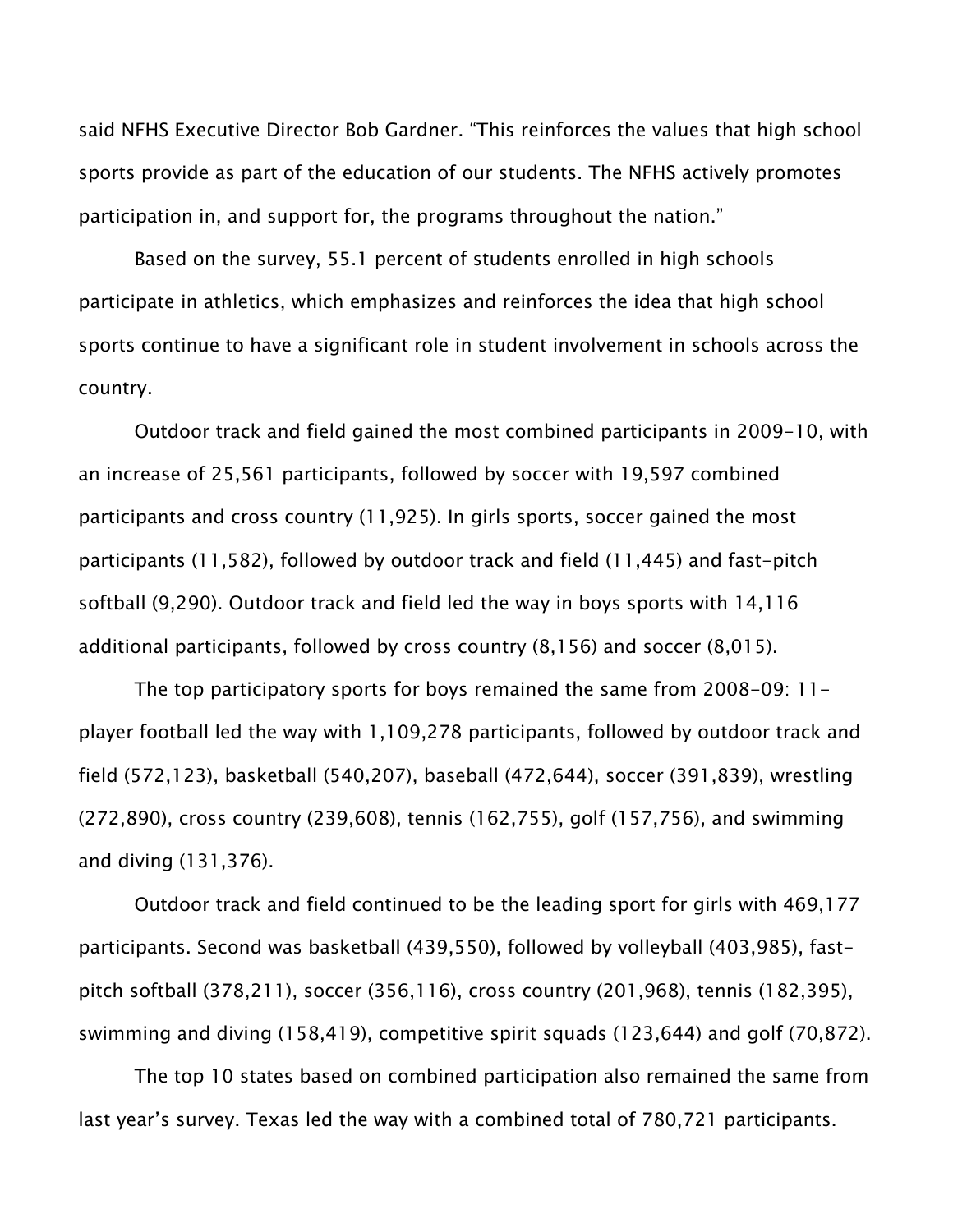said NFHS Executive Director Bob Gardner. "This reinforces the values that high school sports provide as part of the education of our students. The NFHS actively promotes participation in, and support for, the programs throughout the nation."

Based on the survey, 55.1 percent of students enrolled in high schools participate in athletics, which emphasizes and reinforces the idea that high school sports continue to have a significant role in student involvement in schools across the country.

Outdoor track and field gained the most combined participants in 2009-10, with an increase of 25,561 participants, followed by soccer with 19,597 combined participants and cross country (11,925). In girls sports, soccer gained the most participants (11,582), followed by outdoor track and field (11,445) and fast-pitch softball (9,290). Outdoor track and field led the way in boys sports with 14,116 additional participants, followed by cross country (8,156) and soccer (8,015).

The top participatory sports for boys remained the same from 2008-09: 11-player football led the way with 1,109,278 participants, followed by outdoor track and field (572,123), basketball (540,207), baseball (472,644), soccer (391,839), wrestling (272,890), cross country (239,608), tennis (162,755), golf (157,756), and swimming and diving (131,376).

Outdoor track and field continued to be the leading sport for girls with 469,177 participants. Second was basketball (439,550), followed by volleyball (403,985), fast-pitch softball (378,211), soccer (356,116), cross country (201,968), tennis (182,395), swimming and diving (158,419), competitive spirit squads (123,644) and golf (70,872).

The top 10 states based on combined participation also remained the same from last year's survey. Texas led the way with a combined total of 780,721 participants.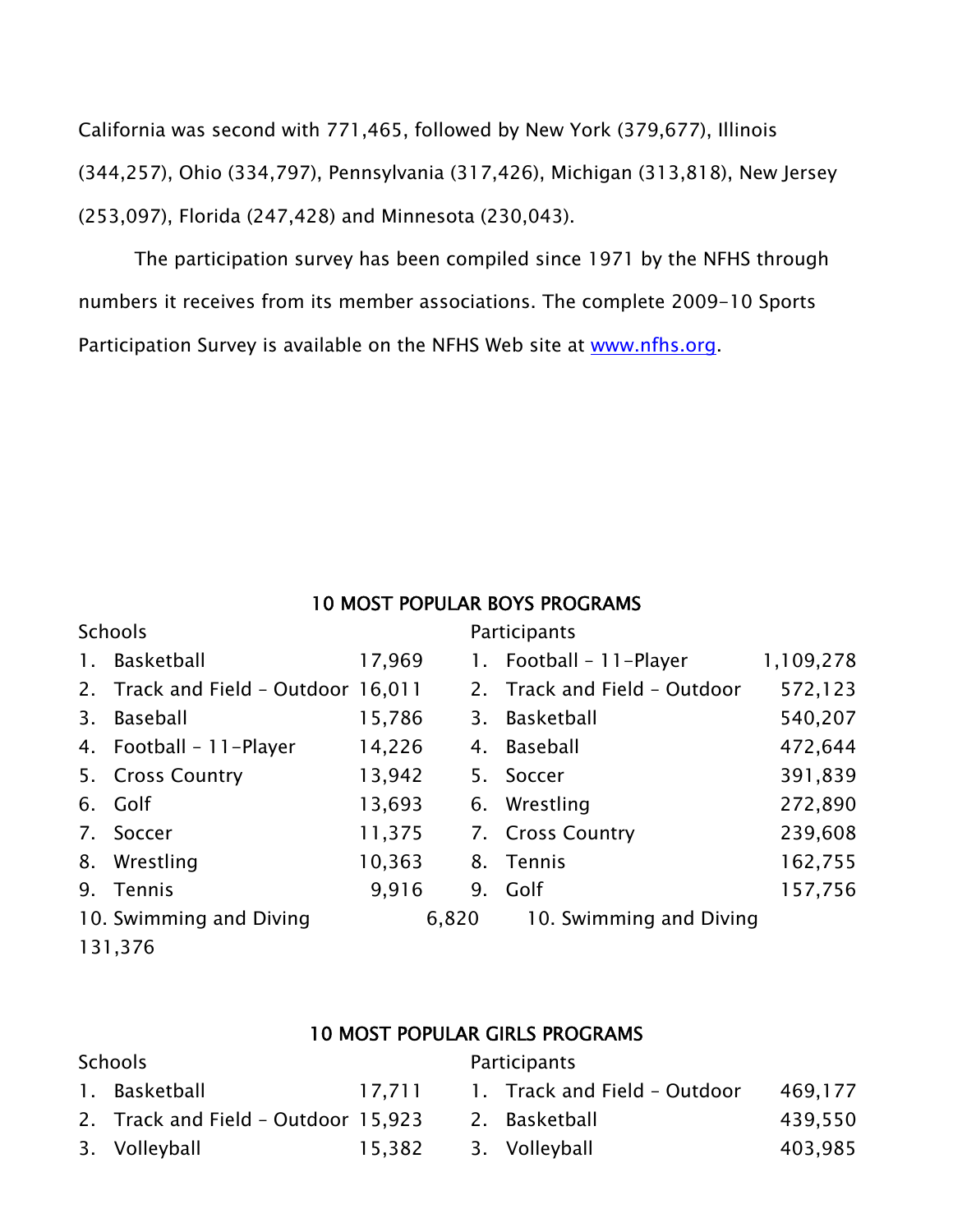California was second with 771,465, followed by New York (379,677), Illinois (344,257), Ohio (334,797), Pennsylvania (317,426), Michigan (313,818), New Jersey (253,097), Florida (247,428) and Minnesota (230,043).

The participation survey has been compiled since 1971 by the NFHS through numbers it receives from its member associations. The complete 2009-10 Sports Participation Survey is available on the NFHS Web site at [www.nfhs.org](http://www.nfhs.org).

## 10 MOST POPULAR BOYS PROGRAMS

| Schools | | Participants | |
|---|---|---|---|
| 1. Basketball | 17,969 | 1. Football – 11-Player | 1,109,278 |
| 2. Track and Field – Outdoor | 16,011 | 2. Track and Field – Outdoor | 572,123 |
| 3. Baseball | 15,786 | 3. Basketball | 540,207 |
| 4. Football – 11-Player | 14,226 | 4. Baseball | 472,644 |
| 5. Cross Country | 13,942 | 5. Soccer | 391,839 |
| 6. Golf | 13,693 | 6. Wrestling | 272,890 |
| 7. Soccer | 11,375 | 7. Cross Country | 239,608 |
| 8. Wrestling | 10,363 | 8. Tennis | 162,755 |
| 9. Tennis | 9,916 | 9. Golf | 157,756 |
| 10. Swimming and Diving | 6,820 | 10. Swimming and Diving | 131,376 |

## 10 MOST POPULAR GIRLS PROGRAMS

| Schools | | Participants | |
|---|---|---|---|
| 1. Basketball | 17,711 | 1. Track and Field – Outdoor | 469,177 |
| 2. Track and Field – Outdoor | 15,923 | 2. Basketball | 439,550 |
| 3. Volleyball | 15,382 | 3. Volleyball | 403,985 |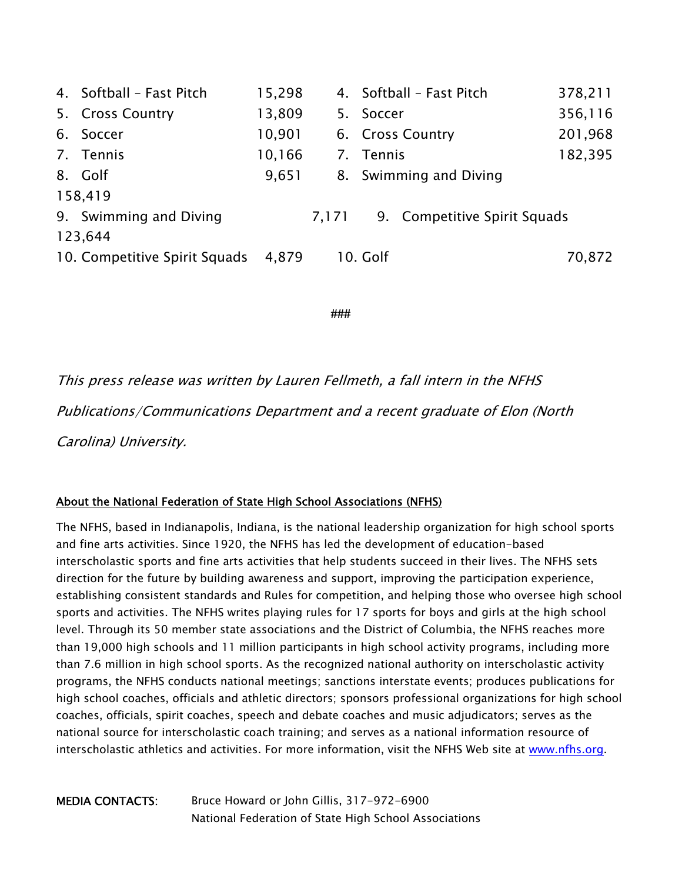| | | | | |
|---|---|---|---|---|
| 4. | Softball – Fast Pitch | 15,298 | 4. Softball – Fast Pitch | 378,211 |
| 5. | Cross Country | 13,809 | 5. Soccer | 356,116 |
| 6. | Soccer | 10,901 | 6. Cross Country | 201,968 |
| 7. | Tennis | 10,166 | 7. Tennis | 182,395 |
| 8. | Golf | 9,651 | 8. Swimming and Diving | 158,419 |
| 9. | Swimming and Diving | 7,171 | 9. Competitive Spirit Squads | 123,644 |
| 10. | Competitive Spirit Squads | 4,879 | 10. Golf | 70,872 |

###

*This press release was written by Lauren Fellmeth, a fall intern in the NFHS Publications/Communications Department and a recent graduate of Elon (North Carolina) University.*

**About the National Federation of State High School Associations (NFHS)**

The NFHS, based in Indianapolis, Indiana, is the national leadership organization for high school sports and fine arts activities. Since 1920, the NFHS has led the development of education-based interscholastic sports and fine arts activities that help students succeed in their lives. The NFHS sets direction for the future by building awareness and support, improving the participation experience, establishing consistent standards and Rules for competition, and helping those who oversee high school sports and activities. The NFHS writes playing rules for 17 sports for boys and girls at the high school level. Through its 50 member state associations and the District of Columbia, the NFHS reaches more than 19,000 high schools and 11 million participants in high school activity programs, including more than 7.6 million in high school sports. As the recognized national authority on interscholastic activity programs, the NFHS conducts national meetings; sanctions interstate events; produces publications for high school coaches, officials and athletic directors; sponsors professional organizations for high school coaches, officials, spirit coaches, speech and debate coaches and music adjudicators; serves as the national source for interscholastic coach training; and serves as a national information resource of interscholastic athletics and activities. For more information, visit the NFHS Web site at [www.nfhs.org](http://www.nfhs.org).

**MEDIA CONTACTS:** Bruce Howard or John Gillis, 317-972-6900
National Federation of State High School Associations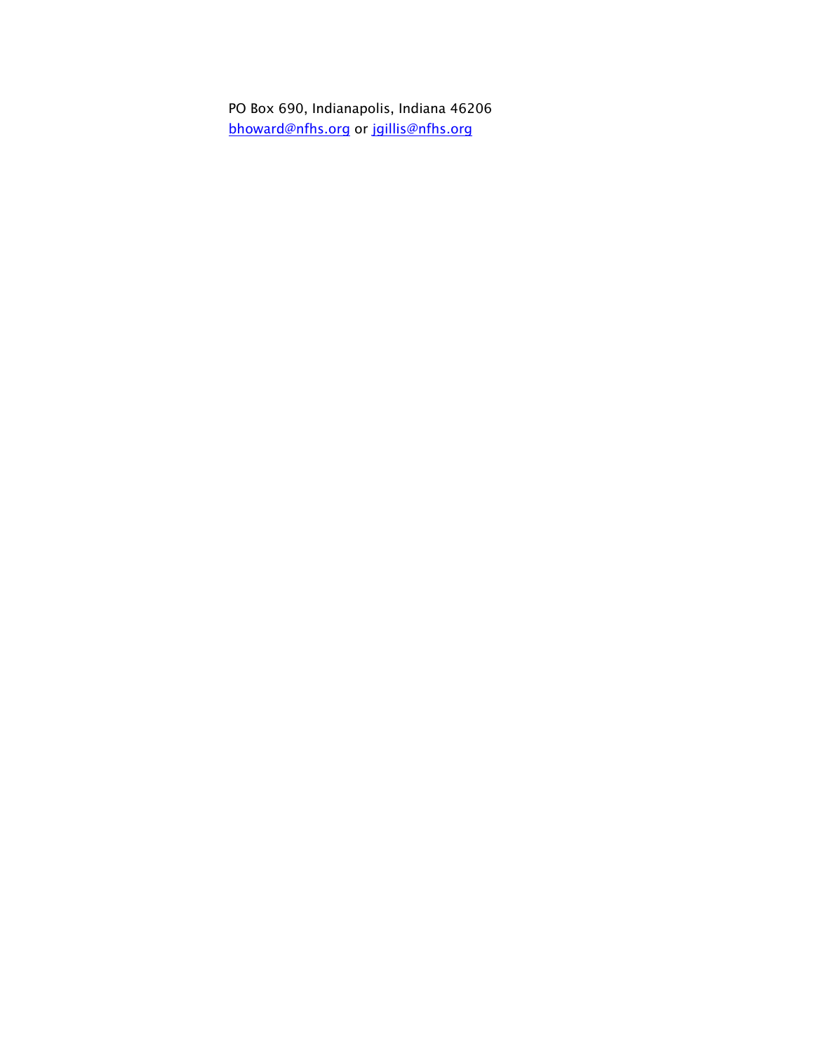PO Box 690, Indianapolis, Indiana 46206
[bhoward@nfhs.org](mailto:bhoward@nfhs.org) or [jgillis@nfhs.org](mailto:jgillis@nfhs.org)